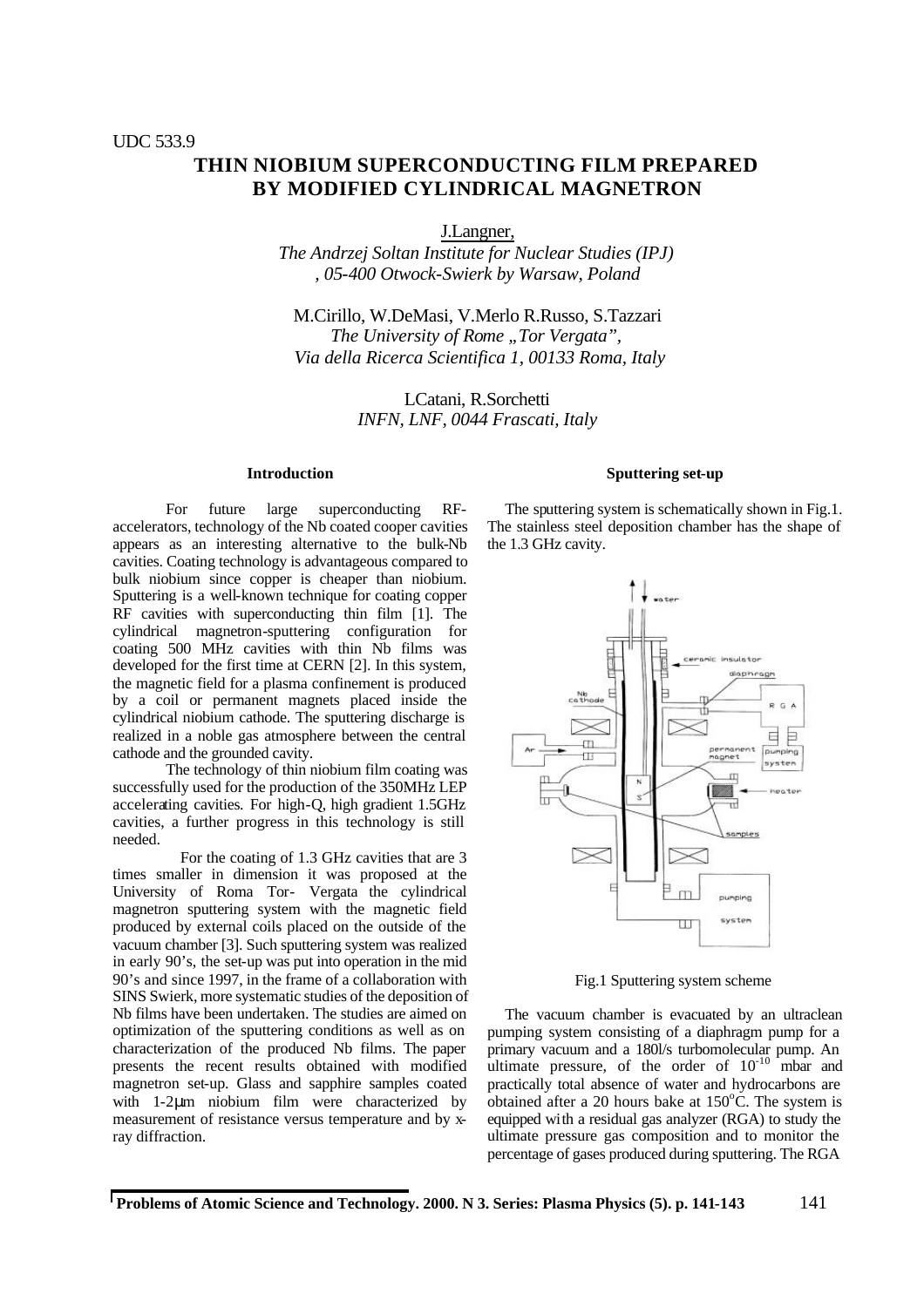UDC 533.9

# THIN NIOBIUM SUPERCONDUCTING FILM PREPARED BY MODIFIED CYLINDRICAL MAGNETRON

J.Langner,
*The Andrzej Soltan Institute for Nuclear Studies (IPJ) , 05-400 Otwock-Swierk by Warsaw, Poland*

M.Cirillo, W.DeMasi, V.Merlo R.Russo, S.Tazzari
*The University of Rome „Tor Vergata", Via della Ricerca Scientifica 1, 00133 Roma, Italy*

LCatani, R.Sorchetti
*INFN, LNF, 0044 Frascati, Italy*

## Introduction

For future large superconducting RF-accelerators, technology of the Nb coated cooper cavities appears as an interesting alternative to the bulk-Nb cavities. Coating technology is advantageous compared to bulk niobium since copper is cheaper than niobium. Sputtering is a well-known technique for coating copper RF cavities with superconducting thin film [1]. The cylindrical magnetron-sputtering configuration for coating 500 MHz cavities with thin Nb films was developed for the first time at CERN [2]. In this system, the magnetic field for a plasma confinement is produced by a coil or permanent magnets placed inside the cylindrical niobium cathode. The sputtering discharge is realized in a noble gas atmosphere between the central cathode and the grounded cavity.

The technology of thin niobium film coating was successfully used for the production of the 350MHz LEP accelerating cavities. For high-Q, high gradient 1.5GHz cavities, a further progress in this technology is still needed.

For the coating of 1.3 GHz cavities that are 3 times smaller in dimension it was proposed at the University of Roma Tor- Vergata the cylindrical magnetron sputtering system with the magnetic field produced by external coils placed on the outside of the vacuum chamber [3]. Such sputtering system was realized in early 90's, the set-up was put into operation in the mid 90's and since 1997, in the frame of a collaboration with SINS Swierk, more systematic studies of the deposition of Nb films have been undertaken. The studies are aimed on optimization of the sputtering conditions as well as on characterization of the produced Nb films. The paper presents the recent results obtained with modified magnetron set-up. Glass and sapphire samples coated with 1-2µm niobium film were characterized by measurement of resistance versus temperature and by x-ray diffraction.

## Sputtering set-up

The sputtering system is schematically shown in Fig.1. The stainless steel deposition chamber has the shape of the 1.3 GHz cavity.

Fig.1 Sputtering system scheme

The vacuum chamber is evacuated by an ultraclean pumping system consisting of a diaphragm pump for a primary vacuum and a 180l/s turbomolecular pump. An ultimate pressure, of the order of $10^{-10}$ mbar and practically total absence of water and hydrocarbons are obtained after a 20 hours bake at 150°C. The system is equipped with a residual gas analyzer (RGA) to study the ultimate pressure gas composition and to monitor the percentage of gases produced during sputtering. The RGA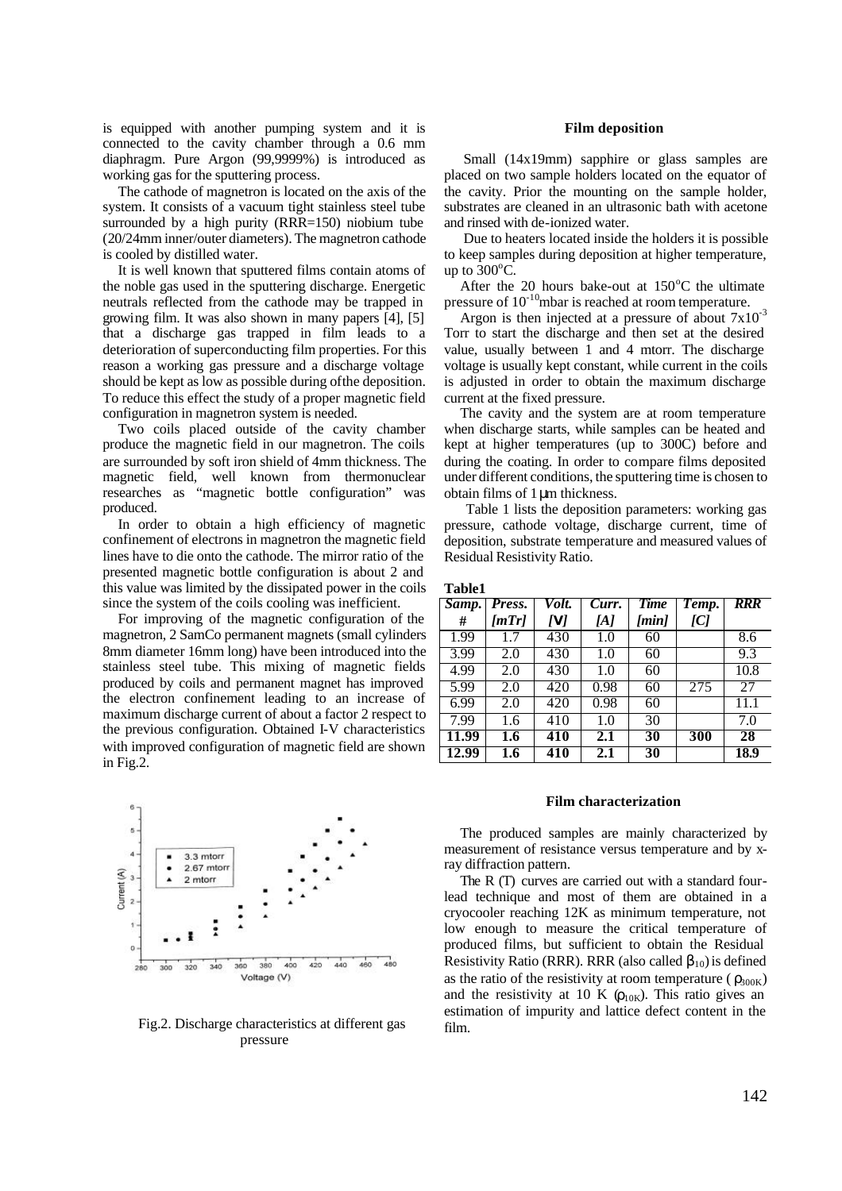is equipped with another pumping system and it is connected to the cavity chamber through a 0.6 mm diaphragm. Pure Argon (99,9999%) is introduced as working gas for the sputtering process.

The cathode of magnetron is located on the axis of the system. It consists of a vacuum tight stainless steel tube surrounded by a high purity (RRR=150) niobium tube (20/24mm inner/outer diameters). The magnetron cathode is cooled by distilled water.

It is well known that sputtered films contain atoms of the noble gas used in the sputtering discharge. Energetic neutrals reflected from the cathode may be trapped in growing film. It was also shown in many papers [4], [5] that a discharge gas trapped in film leads to a deterioration of superconducting film properties. For this reason a working gas pressure and a discharge voltage should be kept as low as possible during ofthe deposition. To reduce this effect the study of a proper magnetic field configuration in magnetron system is needed.

Two coils placed outside of the cavity chamber produce the magnetic field in our magnetron. The coils are surrounded by soft iron shield of 4mm thickness. The magnetic field, well known from thermonuclear researches as "magnetic bottle configuration" was produced.

In order to obtain a high efficiency of magnetic confinement of electrons in magnetron the magnetic field lines have to die onto the cathode. The mirror ratio of the presented magnetic bottle configuration is about 2 and this value was limited by the dissipated power in the coils since the system of the coils cooling was inefficient.

For improving of the magnetic configuration of the magnetron, 2 SamCo permanent magnets (small cylinders 8mm diameter 16mm long) have been introduced into the stainless steel tube. This mixing of magnetic fields produced by coils and permanent magnet has improved the electron confinement leading to an increase of maximum discharge current of about a factor 2 respect to the previous configuration. Obtained I-V characteristics with improved configuration of magnetic field are shown in Fig.2.

Fig.2. Discharge characteristics at different gas pressure

### Film deposition

Small (14x19mm) sapphire or glass samples are placed on two sample holders located on the equator of the cavity. Prior the mounting on the sample holder, substrates are cleaned in an ultrasonic bath with acetone and rinsed with de-ionized water.

Due to heaters located inside the holders it is possible to keep samples during deposition at higher temperature, up to 300°C.

After the 20 hours bake-out at 150°C the ultimate pressure of $10^{-10}$mbar is reached at room temperature.

Argon is then injected at a pressure of about $7x10^{-3}$ Torr to start the discharge and then set at the desired value, usually between 1 and 4 mtorr. The discharge voltage is usually kept constant, while current in the coils is adjusted in order to obtain the maximum discharge current at the fixed pressure.

The cavity and the system are at room temperature when discharge starts, while samples can be heated and kept at higher temperatures (up to 300C) before and during the coating. In order to compare films deposited under different conditions, the sputtering time is chosen to obtain films of 1 µm thickness.

Table 1 lists the deposition parameters: working gas pressure, cathode voltage, discharge current, time of deposition, substrate temperature and measured values of Residual Resistivity Ratio.

**Table1**

| *Samp. #* | *Press. [mTr]* | *Volt. [V]* | *Curr. [A]* | *Time [min]* | *Temp. [C]* | *RRR* |
|---|---|---|---|---|---|---|
| 1.99 | 1.7 | 430 | 1.0 | 60 | | 8.6 |
| 3.99 | 2.0 | 430 | 1.0 | 60 | | 9.3 |
| 4.99 | 2.0 | 430 | 1.0 | 60 | | 10.8 |
| 5.99 | 2.0 | 420 | 0.98 | 60 | 275 | 27 |
| 6.99 | 2.0 | 420 | 0.98 | 60 | | 11.1 |
| 7.99 | 1.6 | 410 | 1.0 | 30 | | 7.0 |
| **11.99** | **1.6** | **410** | **2.1** | **30** | **300** | **28** |
| **12.99** | **1.6** | **410** | **2.1** | **30** | | **18.9** |

### Film characterization

The produced samples are mainly characterized by measurement of resistance versus temperature and by x-ray diffraction pattern.

The R (T) curves are carried out with a standard four-lead technique and most of them are obtained in a cryocooler reaching 12K as minimum temperature, not low enough to measure the critical temperature of produced films, but sufficient to obtain the Residual Resistivity Ratio (RRR). RRR (also called $\beta_{10}$) is defined as the ratio of the resistivity at room temperature ( $\rho_{300K}$) and the resistivity at 10 K ($\rho_{10K}$). This ratio gives an estimation of impurity and lattice defect content in the film.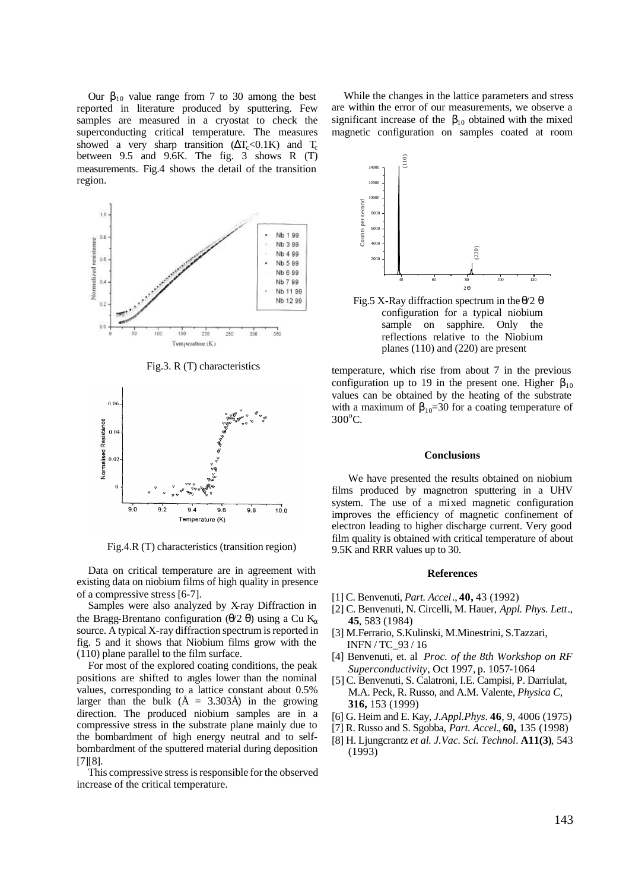Our $\beta_{10}$ value range from 7 to 30 among the best reported in literature produced by sputtering. Few samples are measured in a cryostat to check the superconducting critical temperature. The measures showed a very sharp transition ($\Delta T_c$<0.1K) and $T_c$ between 9.5 and 9.6K. The fig. 3 shows R (T) measurements. Fig.4 shows the detail of the transition region.

Normalized resistance
Temperature (K)
Nb 1 99
Nb 3 99
Nb 4 99
Nb 5 99
Nb 6 99
Nb 7 99
Nb 11 99
Nb 12 99

Fig.3. R (T) characteristics

Normalised Resistance
Temperature (K)

Fig.4.R (T) characteristics (transition region)

Data on critical temperature are in agreement with existing data on niobium films of high quality in presence of a compressive stress [6-7].

Samples were also analyzed by X-ray Diffraction in the Bragg-Brentano configuration ($\theta$/2 $\theta$) using a Cu $K_\alpha$ source. A typical X-ray diffraction spectrum is reported in fig. 5 and it shows that Niobium films grow with the (110) plane parallel to the film surface.

For most of the explored coating conditions, the peak positions are shifted to angles lower than the nominal values, corresponding to a lattice constant about 0.5% larger than the bulk (Å = 3.303Å) in the growing direction. The produced niobium samples are in a compressive stress in the substrate plane mainly due to the bombardment of high energy neutral and to self-bombardment of the sputtered material during deposition [7][8].

This compressive stress is responsible for the observed increase of the critical temperature.

While the changes in the lattice parameters and stress are within the error of our measurements, we observe a significant increase of the $\beta_{10}$ obtained with the mixed magnetic configuration on samples coated at room temperature, which rise from about 7 in the previous configuration up to 19 in the present one. Higher $\beta_{10}$ values can be obtained by the heating of the substrate with a maximum of $\beta_{10}$=30 for a coating temperature of 300°C.

Counts per second
(110)
(220)
2Θ

Fig.5 X-Ray diffraction spectrum in the $\theta$/2 $\theta$ configuration for a typical niobium sample on sapphire. Only the reflections relative to the Niobium planes (110) and (220) are present

## Conclusions

We have presented the results obtained on niobium films produced by magnetron sputtering in a UHV system. The use of a mixed magnetic configuration improves the efficiency of magnetic confinement of electron leading to higher discharge current. Very good film quality is obtained with critical temperature of about 9.5K and RRR values up to 30.

## References

[1] C. Benvenuti, *Part. Accel*., **40,** 43 (1992)

[2] C. Benvenuti, N. Circelli, M. Hauer, *Appl. Phys. Lett*., **45**, 583 (1984)

[3] M.Ferrario, S.Kulinski, M.Minestrini, S.Tazzari, INFN / TC_93 / 16

[4] Benvenuti, et. al *Proc. of the 8th Workshop on RF Superconductivity*, Oct 1997, p. 1057-1064

[5] C. Benvenuti, S. Calatroni, I.E. Campisi, P. Darriulat, M.A. Peck, R. Russo, and A.M. Valente, *Physica C,* **316,** 153 (1999)

[6] G. Heim and E. Kay, *J.Appl.Phys*. **46**, 9, 4006 (1975)

[7] R. Russo and S. Sgobba, *Part. Accel*., **60,** 135 (1998)

[8] H. Ljungcrantz *et al. J.Vac. Sci. Technol*. **A11(3)**, 543 (1993)